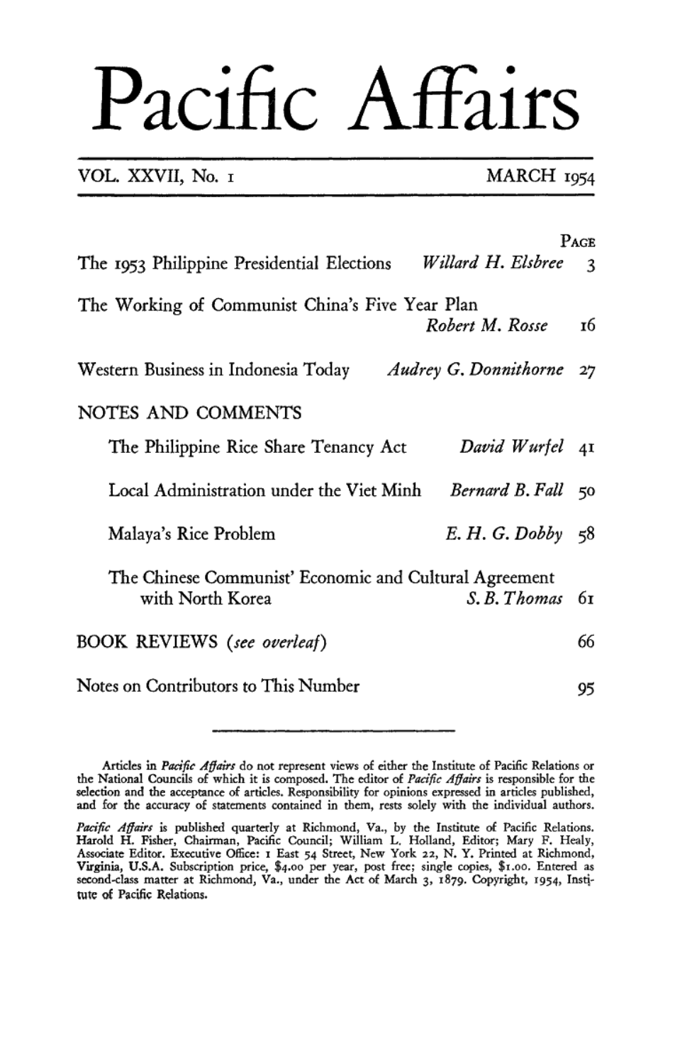# Pacific Affairs

VOL. XXVII, No. 1 — MARCH 1954

| | | Page |
|---|---|---|
| The 1953 Philippine Presidential Elections | *Willard H. Elsbree* | 3 |
| The Working of Communist China's Five Year Plan | *Robert M. Rosse* | 16 |
| Western Business in Indonesia Today | *Audrey G. Donnithorne* | 27 |
| NOTES AND COMMENTS | | |
| The Philippine Rice Share Tenancy Act | *David Wurfel* | 41 |
| Local Administration under the Viet Minh | *Bernard B. Fall* | 50 |
| Malaya's Rice Problem | *E. H. G. Dobby* | 58 |
| The Chinese Communist' Economic and Cultural Agreement with North Korea | *S. B. Thomas* | 61 |
| BOOK REVIEWS (*see overleaf*) | | 66 |
| Notes on Contributors to This Number | | 95 |

---

Articles in *Pacific Affairs* do not represent views of either the Institute of Pacific Relations or the National Councils of which it is composed. The editor of *Pacific Affairs* is responsible for the selection and the acceptance of articles. Responsibility for opinions expressed in articles published, and for the accuracy of statements contained in them, rests solely with the individual authors.

*Pacific Affairs* is published quarterly at Richmond, Va., by the Institute of Pacific Relations. Harold H. Fisher, Chairman, Pacific Council; William L. Holland, Editor; Mary F. Healy, Associate Editor. Executive Office: 1 East 54 Street, New York 22, N. Y. Printed at Richmond, Virginia, U.S.A. Subscription price, $4.00 per year, post free; single copies, $1.00. Entered as second-class matter at Richmond, Va., under the Act of March 3, 1879. Copyright, 1954, Institute of Pacific Relations.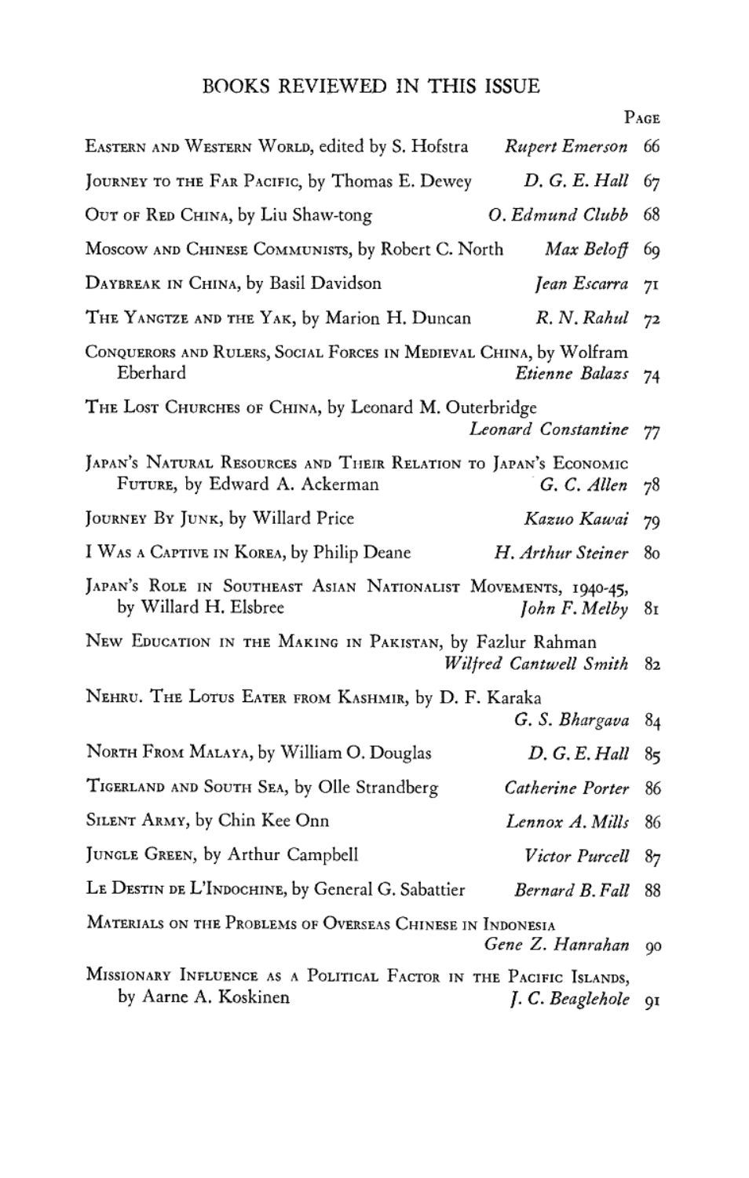## BOOKS REVIEWED IN THIS ISSUE

| | | Page |
|---|---|---|
| Eastern and Western World, edited by S. Hofstra | *Rupert Emerson* | 66 |
| Journey to the Far Pacific, by Thomas E. Dewey | *D. G. E. Hall* | 67 |
| Out of Red China, by Liu Shaw-tong | *O. Edmund Clubb* | 68 |
| Moscow and Chinese Communists, by Robert C. North | *Max Beloff* | 69 |
| Daybreak in China, by Basil Davidson | *Jean Escarra* | 71 |
| The Yangtze and the Yak, by Marion H. Duncan | *R. N. Rahul* | 72 |
| Conquerors and Rulers, Social Forces in Medieval China, by Wolfram Eberhard | *Etienne Balazs* | 74 |
| The Lost Churches of China, by Leonard M. Outerbridge | *Leonard Constantine* | 77 |
| Japan's Natural Resources and Their Relation to Japan's Economic Future, by Edward A. Ackerman | *G. C. Allen* | 78 |
| Journey By Junk, by Willard Price | *Kazuo Kawai* | 79 |
| I Was a Captive in Korea, by Philip Deane | *H. Arthur Steiner* | 80 |
| Japan's Role in Southeast Asian Nationalist Movements, 1940-45, by Willard H. Elsbree | *John F. Melby* | 81 |
| New Education in the Making in Pakistan, by Fazlur Rahman | *Wilfred Cantwell Smith* | 82 |
| Nehru. The Lotus Eater from Kashmir, by D. F. Karaka | *G. S. Bhargava* | 84 |
| North From Malaya, by William O. Douglas | *D. G. E. Hall* | 85 |
| Tigerland and South Sea, by Olle Strandberg | *Catherine Porter* | 86 |
| Silent Army, by Chin Kee Onn | *Lennox A. Mills* | 86 |
| Jungle Green, by Arthur Campbell | *Victor Purcell* | 87 |
| Le Destin de L'Indochine, by General G. Sabattier | *Bernard B. Fall* | 88 |
| Materials on the Problems of Overseas Chinese in Indonesia | *Gene Z. Hanrahan* | 90 |
| Missionary Influence as a Political Factor in the Pacific Islands, by Aarne A. Koskinen | *J. C. Beaglehole* | 91 |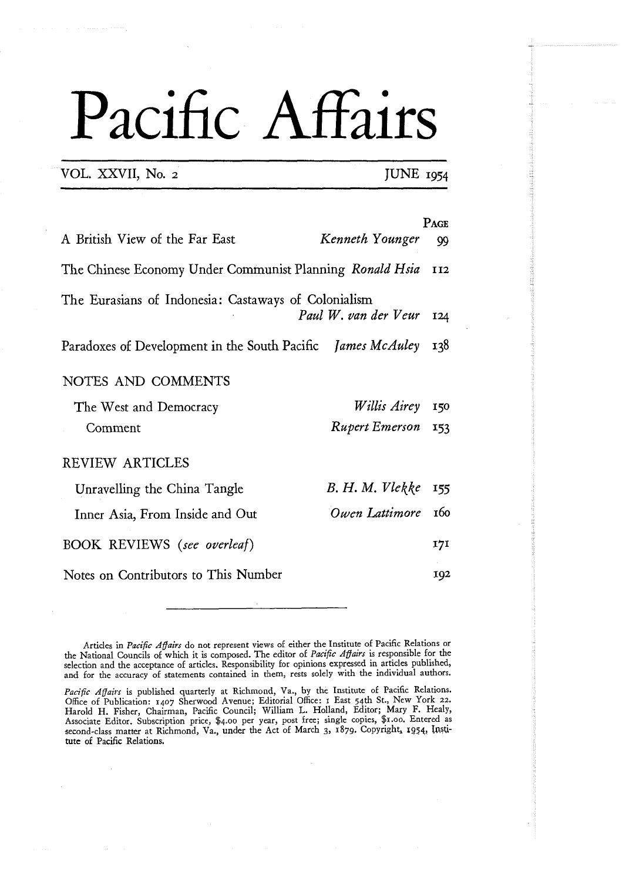# Pacific Affairs

VOL. XXVII, No. 2 JUNE 1954

| | | PAGE |
|---|---|---|
| A British View of the Far East | *Kenneth Younger* | 99 |
| The Chinese Economy Under Communist Planning | *Ronald Hsia* | 112 |
| The Eurasians of Indonesia: Castaways of Colonialism | *Paul W. van der Veur* | 124 |
| Paradoxes of Development in the South Pacific | *James McAuley* | 138 |
| **NOTES AND COMMENTS** | | |
| The West and Democracy | *Willis Airey* | 150 |
| Comment | *Rupert Emerson* | 153 |
| **REVIEW ARTICLES** | | |
| Unravelling the China Tangle | *B. H. M. Vlekke* | 155 |
| Inner Asia, From Inside and Out | *Owen Lattimore* | 160 |
| BOOK REVIEWS (*see overleaf*) | | 171 |
| Notes on Contributors to This Number | | 192 |

---

Articles in *Pacific Affairs* do not represent views of either the Institute of Pacific Relations or the National Councils of which it is composed. The editor of *Pacific Affairs* is responsible for the selection and the acceptance of articles. Responsibility for opinions expressed in articles published, and for the accuracy of statements contained in them, rests solely with the individual authors.

*Pacific Affairs* is published quarterly at Richmond, Va., by the Institute of Pacific Relations. Office of Publication: 1407 Sherwood Avenue; Editorial Office: 1 East 54th St., New York 22. Harold H. Fisher, Chairman, Pacific Council; William L. Holland, Editor; Mary F. Healy, Associate Editor. Subscription price, $4.00 per year, post free; single copies, $1.00. Entered as second-class matter at Richmond, Va., under the Act of March 3, 1879. Copyright, 1954, Institute of Pacific Relations.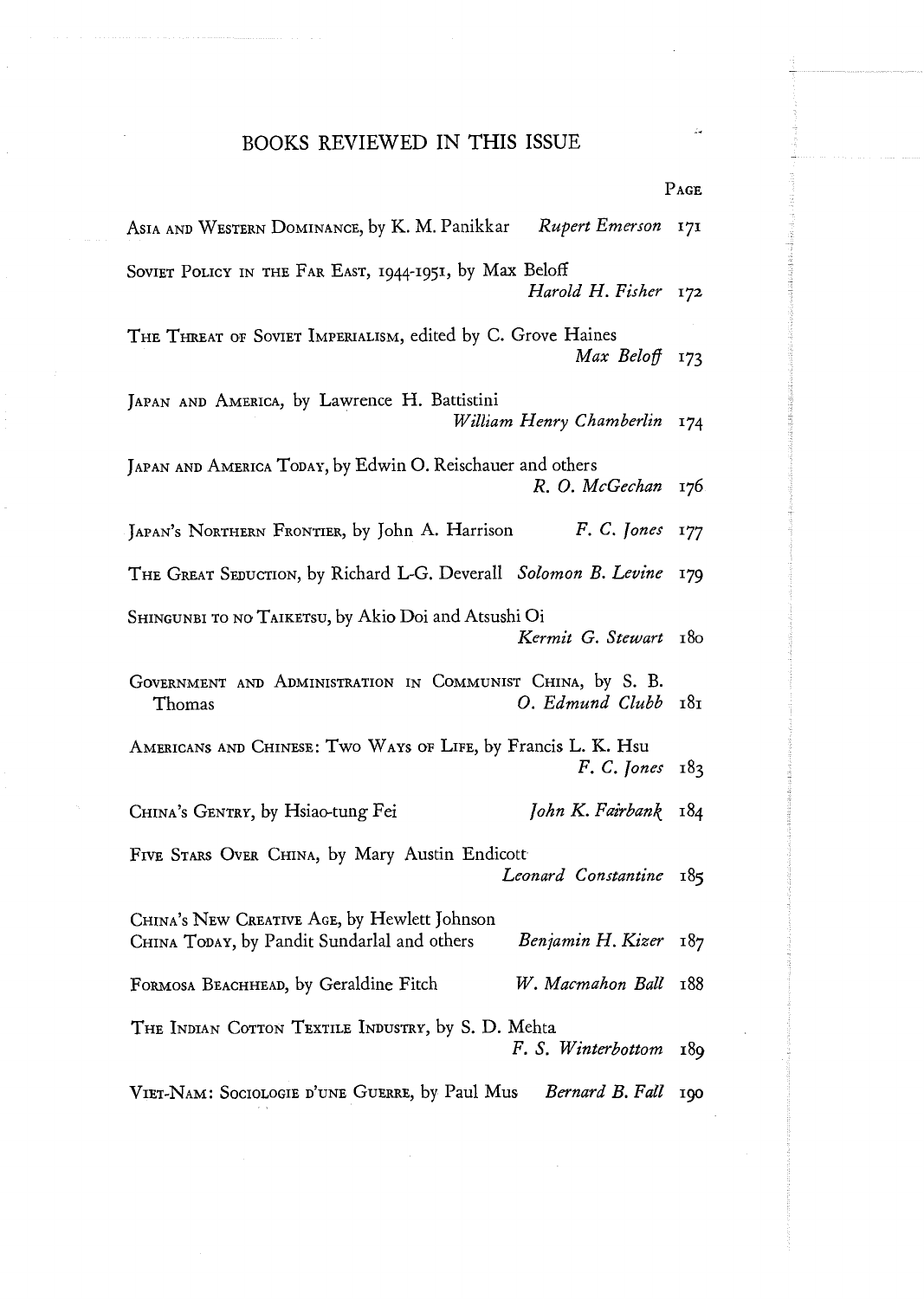## BOOKS REVIEWED IN THIS ISSUE

| | | PAGE |
|---|---|---|
| ASIA AND WESTERN DOMINANCE, by K. M. Panikkar | *Rupert Emerson* | 171 |
| SOVIET POLICY IN THE FAR EAST, 1944-1951, by Max Beloff | *Harold H. Fisher* | 172 |
| THE THREAT OF SOVIET IMPERIALISM, edited by C. Grove Haines | *Max Beloff* | 173 |
| JAPAN AND AMERICA, by Lawrence H. Battistini | *William Henry Chamberlin* | 174 |
| JAPAN AND AMERICA TODAY, by Edwin O. Reischauer and others | *R. O. McGechan* | 176 |
| JAPAN'S NORTHERN FRONTIER, by John A. Harrison | *F. C. Jones* | 177 |
| THE GREAT SEDUCTION, by Richard L-G. Deverall | *Solomon B. Levine* | 179 |
| SHINGUNBI TO NO TAIKETSU, by Akio Doi and Atsushi Oi | *Kermit G. Stewart* | 180 |
| GOVERNMENT AND ADMINISTRATION IN COMMUNIST CHINA, by S. B. Thomas | *O. Edmund Clubb* | 181 |
| AMERICANS AND CHINESE: TWO WAYS OF LIFE, by Francis L. K. Hsu | *F. C. Jones* | 183 |
| CHINA'S GENTRY, by Hsiao-tung Fei | *John K. Fairbank* | 184 |
| FIVE STARS OVER CHINA, by Mary Austin Endicott | *Leonard Constantine* | 185 |
| CHINA'S NEW CREATIVE AGE, by Hewlett Johnson; CHINA TODAY, by Pandit Sundarlal and others | *Benjamin H. Kizer* | 187 |
| FORMOSA BEACHHEAD, by Geraldine Fitch | *W. Macmahon Ball* | 188 |
| THE INDIAN COTTON TEXTILE INDUSTRY, by S. D. Mehta | *F. S. Winterbottom* | 189 |
| VIET-NAM: SOCIOLOGIE D'UNE GUERRE, by Paul Mus | *Bernard B. Fall* | 190 |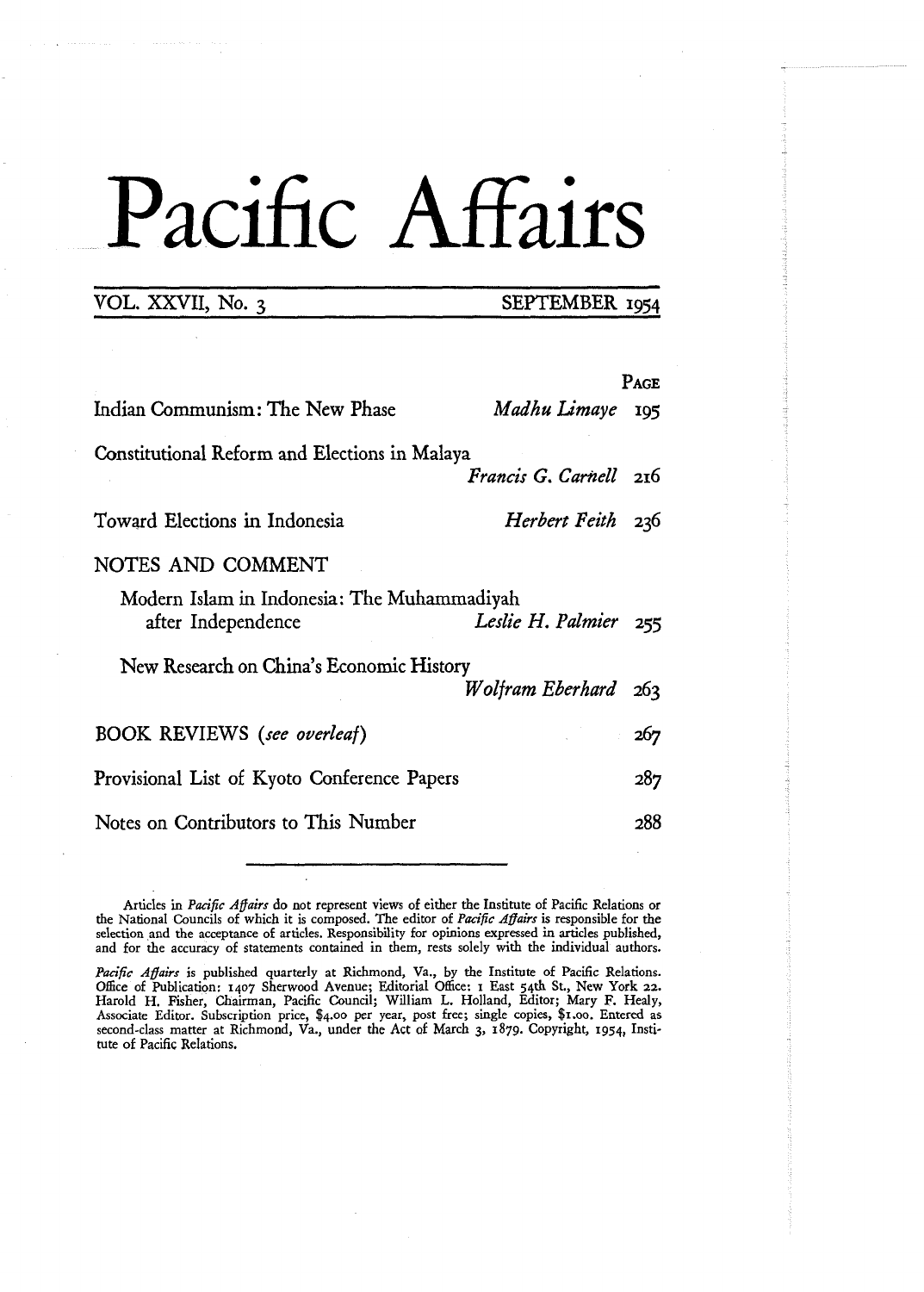# Pacific Affairs

VOL. XXVII, No. 3 SEPTEMBER 1954

| | | PAGE |
|---|---|---|
| Indian Communism: The New Phase | *Madhu Limaye* | 195 |
| Constitutional Reform and Elections in Malaya | *Francis G. Carnell* | 216 |
| Toward Elections in Indonesia | *Herbert Feith* | 236 |

## NOTES AND COMMENT

| | | |
|---|---|---|
| Modern Islam in Indonesia: The Muhammadiyah after Independence | *Leslie H. Palmier* | 255 |
| New Research on China's Economic History | *Wolfram Eberhard* | 263 |

| | |
|---|---|
| BOOK REVIEWS (*see overleaf*) | 267 |
| Provisional List of Kyoto Conference Papers | 287 |
| Notes on Contributors to This Number | 288 |

---

Articles in *Pacific Affairs* do not represent views of either the Institute of Pacific Relations or the National Councils of which it is composed. The editor of *Pacific Affairs* is responsible for the selection and the acceptance of articles. Responsibility for opinions expressed in articles published, and for the accuracy of statements contained in them, rests solely with the individual authors.

*Pacific Affairs* is published quarterly at Richmond, Va., by the Institute of Pacific Relations. Office of Publication: 1407 Sherwood Avenue; Editorial Office: 1 East 54th St., New York 22. Harold H. Fisher, Chairman, Pacific Council; William L. Holland, Editor; Mary F. Healy, Associate Editor. Subscription price, $4.00 per year, post free; single copies, $1.00. Entered as second-class matter at Richmond, Va., under the Act of March 3, 1879. Copyright, 1954, Institute of Pacific Relations.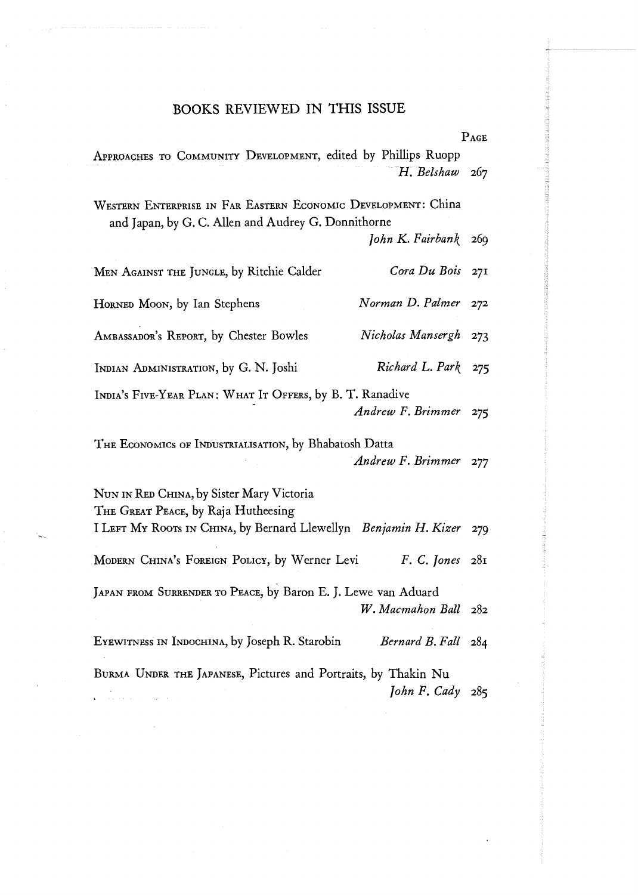## BOOKS REVIEWED IN THIS ISSUE

| | | Page |
|---|---|---|
| Approaches to Community Development, edited by Phillips Ruopp | *H. Belshaw* | 267 |
| Western Enterprise in Far Eastern Economic Development: China and Japan, by G. C. Allen and Audrey G. Donnithorne | *John K. Fairbank* | 269 |
| Men Against the Jungle, by Ritchie Calder | *Cora Du Bois* | 271 |
| Horned Moon, by Ian Stephens | *Norman D. Palmer* | 272 |
| Ambassador's Report, by Chester Bowles | *Nicholas Mansergh* | 273 |
| Indian Administration, by G. N. Joshi | *Richard L. Park* | 275 |
| India's Five-Year Plan: What It Offers, by B. T. Ranadive | *Andrew F. Brimmer* | 275 |
| The Economics of Industrialisation, by Bhabatosh Datta | *Andrew F. Brimmer* | 277 |
| Nun in Red China, by Sister Mary Victoria<br>The Great Peace, by Raja Hutheesing<br>I Left My Roots in China, by Bernard Llewellyn | *Benjamin H. Kizer* | 279 |
| Modern China's Foreign Policy, by Werner Levi | *F. C. Jones* | 281 |
| Japan from Surrender to Peace, by Baron E. J. Lewe van Aduard | *W. Macmahon Ball* | 282 |
| Eyewitness in Indochina, by Joseph R. Starobin | *Bernard B. Fall* | 284 |
| Burma Under the Japanese, Pictures and Portraits, by Thakin Nu | *John F. Cady* | 285 |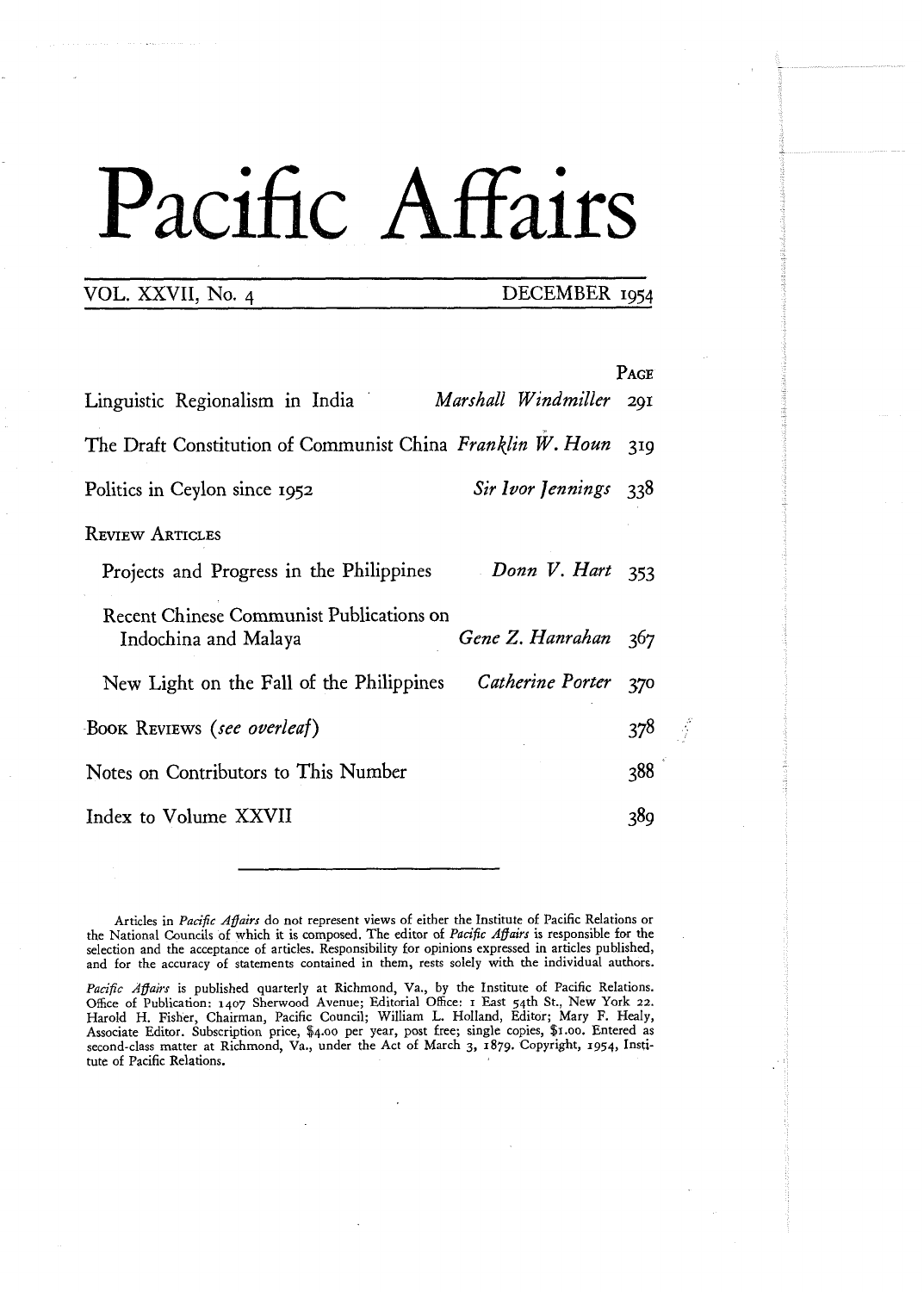# Pacific Affairs

VOL. XXVII, No. 4 — DECEMBER 1954

| | | PAGE |
|---|---|---|
| Linguistic Regionalism in India | *Marshall Windmiller* | 291 |
| The Draft Constitution of Communist China | *Franklin W. Houn* | 319 |
| Politics in Ceylon since 1952 | *Sir Ivor Jennings* | 338 |
| REVIEW ARTICLES | | |
| Projects and Progress in the Philippines | *Donn V. Hart* | 353 |
| Recent Chinese Communist Publications on Indochina and Malaya | *Gene Z. Hanrahan* | 367 |
| New Light on the Fall of the Philippines | *Catherine Porter* | 370 |
| BOOK REVIEWS (*see overleaf*) | | 378 |
| Notes on Contributors to This Number | | 388 |
| Index to Volume XXVII | | 389 |

---

Articles in *Pacific Affairs* do not represent views of either the Institute of Pacific Relations or the National Councils of which it is composed. The editor of *Pacific Affairs* is responsible for the selection and the acceptance of articles. Responsibility for opinions expressed in articles published, and for the accuracy of statements contained in them, rests solely with the individual authors.

*Pacific Affairs* is published quarterly at Richmond, Va., by the Institute of Pacific Relations. Office of Publication: 1407 Sherwood Avenue; Editorial Office: 1 East 54th St., New York 22. Harold H. Fisher, Chairman, Pacific Council; William L. Holland, Editor; Mary F. Healy, Associate Editor. Subscription price, $4.00 per year, post free; single copies, $1.00. Entered as second-class matter at Richmond, Va., under the Act of March 3, 1879. Copyright, 1954, Institute of Pacific Relations.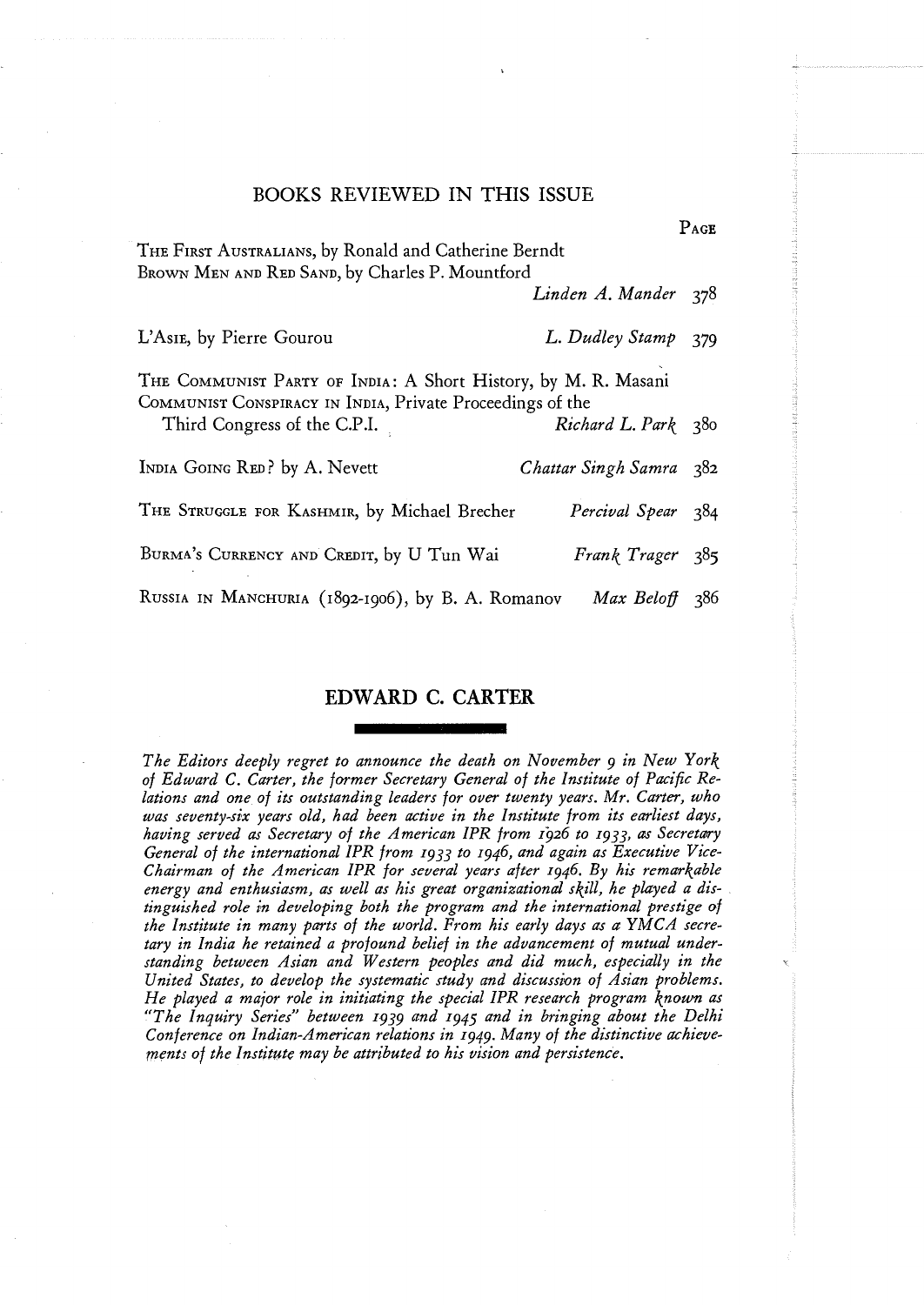## BOOKS REVIEWED IN THIS ISSUE

| | | Page |
|---|---|---|
| The First Australians, by Ronald and Catherine Berndt<br>Brown Men and Red Sand, by Charles P. Mountford | *Linden A. Mander* | 378 |
| L'Asie, by Pierre Gourou | *L. Dudley Stamp* | 379 |
| The Communist Party of India: A Short History, by M. R. Masani<br>Communist Conspiracy in India, Private Proceedings of the Third Congress of the C.P.I. | *Richard L. Park* | 380 |
| India Going Red? by A. Nevett | *Chattar Singh Samra* | 382 |
| The Struggle for Kashmir, by Michael Brecher | *Percival Spear* | 384 |
| Burma's Currency and Credit, by U Tun Wai | *Frank Trager* | 385 |
| Russia in Manchuria (1892-1906), by B. A. Romanov | *Max Beloff* | 386 |

## EDWARD C. CARTER

*The Editors deeply regret to announce the death on November 9 in New York of Edward C. Carter, the former Secretary General of the Institute of Pacific Relations and one of its outstanding leaders for over twenty years. Mr. Carter, who was seventy-six years old, had been active in the Institute from its earliest days, having served as Secretary of the American IPR from 1926 to 1933, as Secretary General of the international IPR from 1933 to 1946, and again as Executive Vice-Chairman of the American IPR for several years after 1946. By his remarkable energy and enthusiasm, as well as his great organizational skill, he played a distinguished role in developing both the program and the international prestige of the Institute in many parts of the world. From his early days as a YMCA secretary in India he retained a profound belief in the advancement of mutual understanding between Asian and Western peoples and did much, especially in the United States, to develop the systematic study and discussion of Asian problems. He played a major role in initiating the special IPR research program known as "The Inquiry Series" between 1939 and 1945 and in bringing about the Delhi Conference on Indian-American relations in 1949. Many of the distinctive achievements of the Institute may be attributed to his vision and persistence.*